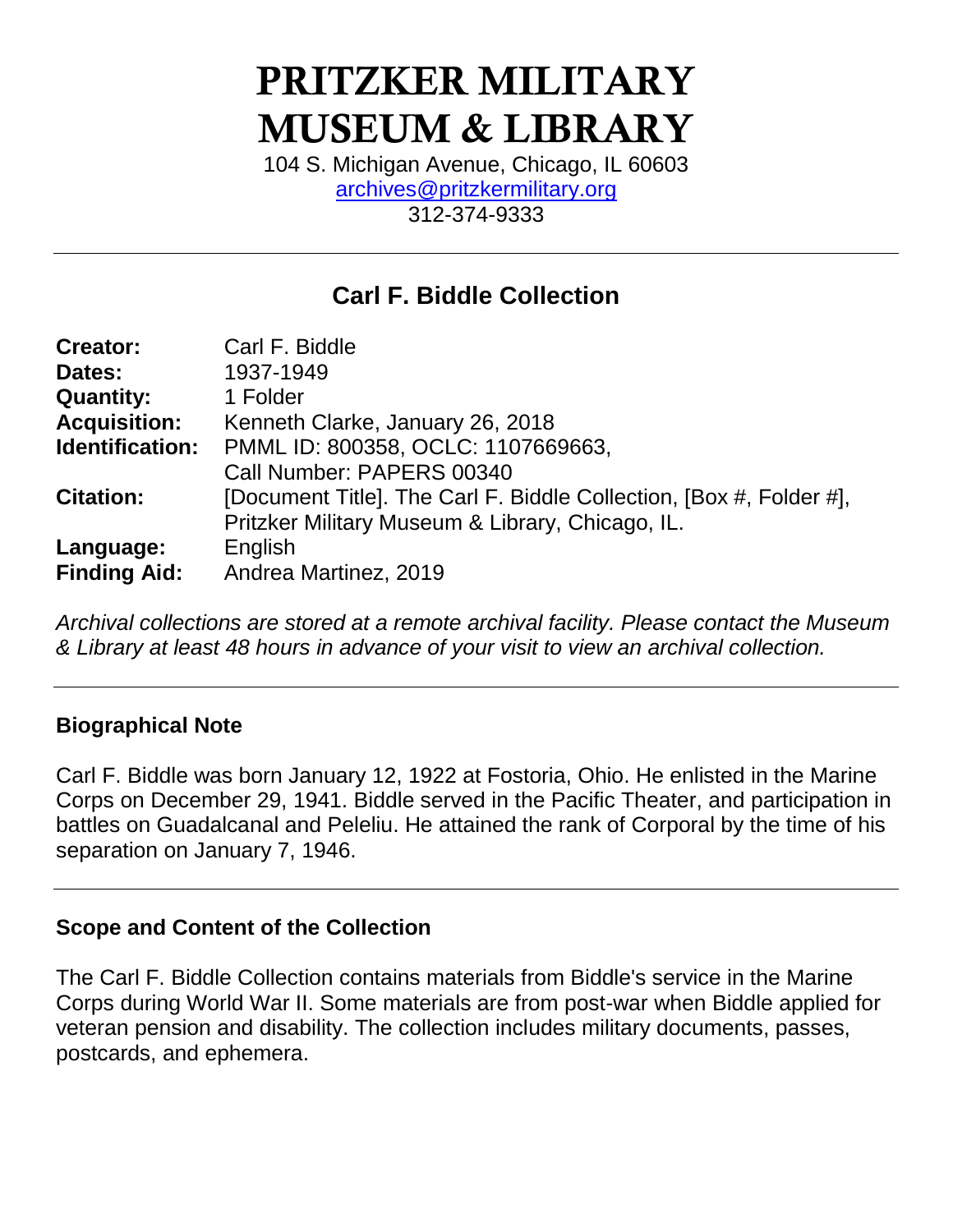# PRITZKER MILITARY MUSEUM & LIBRARY

104 S. Michigan Avenue, Chicago, IL 60603
archives@pritzkermilitary.org
312-374-9333

---

## Carl F. Biddle Collection

| | |
|---|---|
| **Creator:** | Carl F. Biddle |
| **Dates:** | 1937-1949 |
| **Quantity:** | 1 Folder |
| **Acquisition:** | Kenneth Clarke, January 26, 2018 |
| **Identification:** | PMML ID: 800358, OCLC: 1107669663, Call Number: PAPERS 00340 |
| **Citation:** | [Document Title]. The Carl F. Biddle Collection, [Box #, Folder #], Pritzker Military Museum & Library, Chicago, IL. |
| **Language:** | English |
| **Finding Aid:** | Andrea Martinez, 2019 |

*Archival collections are stored at a remote archival facility. Please contact the Museum & Library at least 48 hours in advance of your visit to view an archival collection.*

---

### Biographical Note

Carl F. Biddle was born January 12, 1922 at Fostoria, Ohio. He enlisted in the Marine Corps on December 29, 1941. Biddle served in the Pacific Theater, and participation in battles on Guadalcanal and Peleliu. He attained the rank of Corporal by the time of his separation on January 7, 1946.

---

### Scope and Content of the Collection

The Carl F. Biddle Collection contains materials from Biddle's service in the Marine Corps during World War II. Some materials are from post-war when Biddle applied for veteran pension and disability. The collection includes military documents, passes, postcards, and ephemera.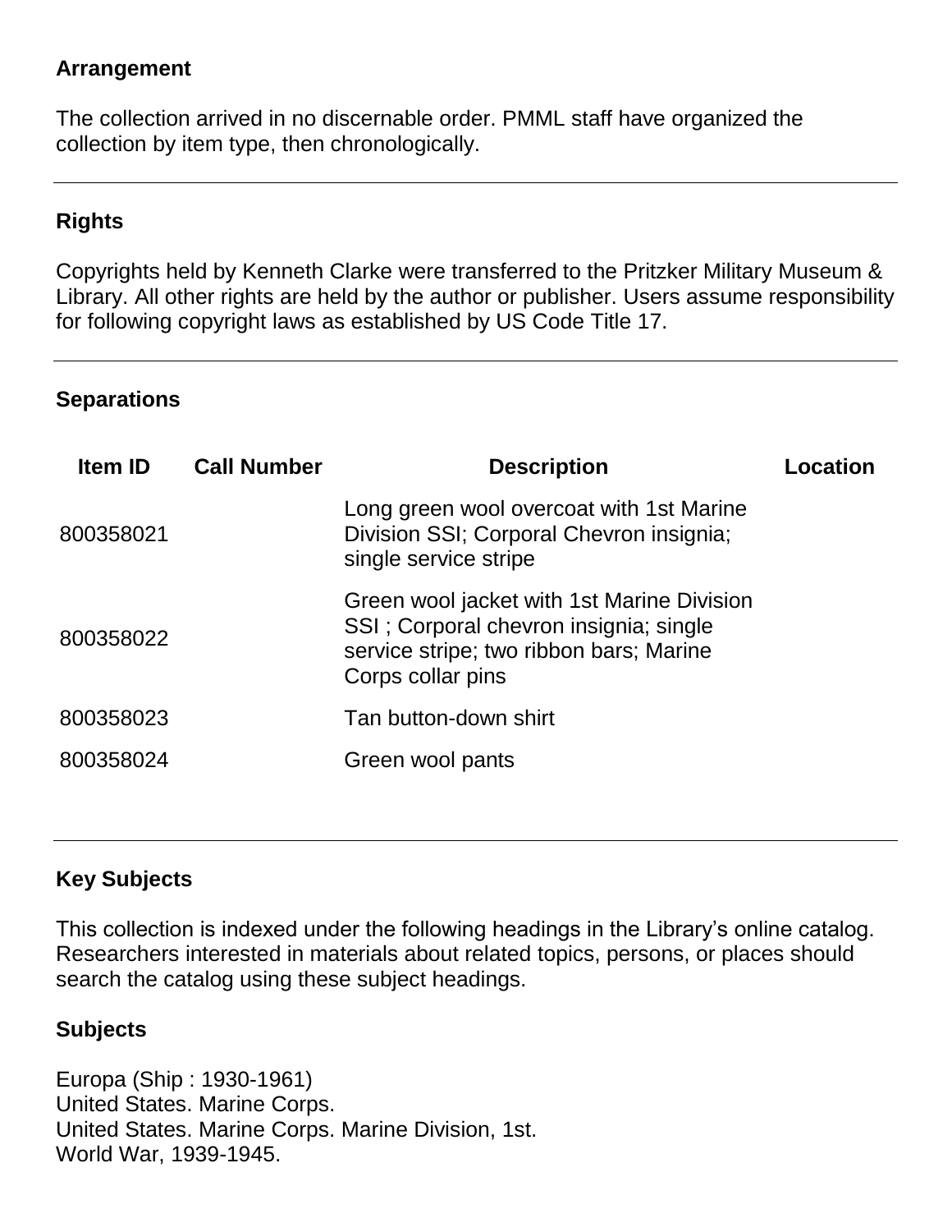## Arrangement

The collection arrived in no discernable order. PMML staff have organized the collection by item type, then chronologically.

---

## Rights

Copyrights held by Kenneth Clarke were transferred to the Pritzker Military Museum & Library. All other rights are held by the author or publisher. Users assume responsibility for following copyright laws as established by US Code Title 17.

---

## Separations

| Item ID | Call Number | Description | Location |
|---|---|---|---|
| 800358021 | | Long green wool overcoat with 1st Marine Division SSI; Corporal Chevron insignia; single service stripe | |
| 800358022 | | Green wool jacket with 1st Marine Division SSI ; Corporal chevron insignia; single service stripe; two ribbon bars; Marine Corps collar pins | |
| 800358023 | | Tan button-down shirt | |
| 800358024 | | Green wool pants | |

---

## Key Subjects

This collection is indexed under the following headings in the Library's online catalog. Researchers interested in materials about related topics, persons, or places should search the catalog using these subject headings.

### Subjects

Europa (Ship : 1930-1961)
United States. Marine Corps.
United States. Marine Corps. Marine Division, 1st.
World War, 1939-1945.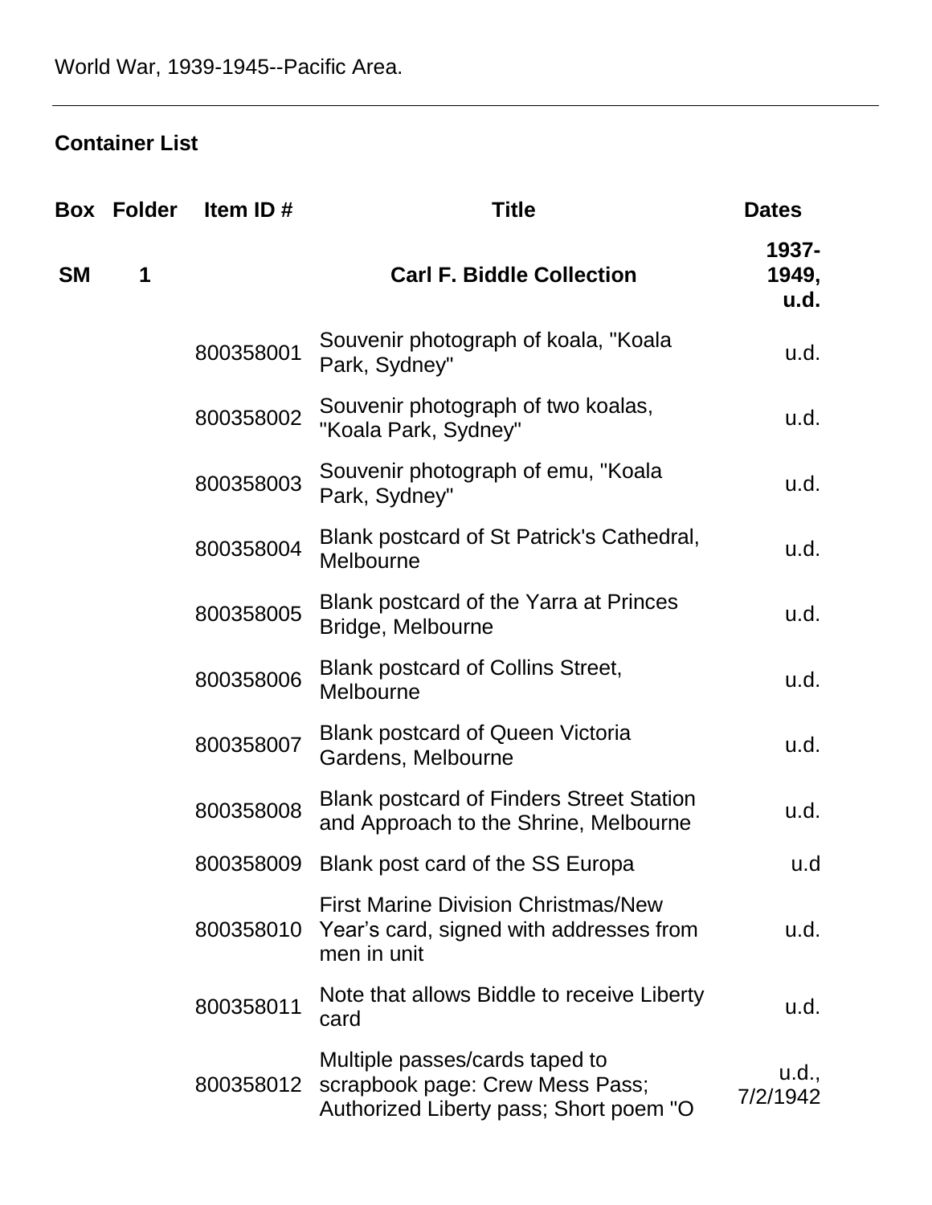World War, 1939-1945--Pacific Area.

## Container List

| Box | Folder | Item ID # | Title | Dates |
|---|---|---|---|---|
| **SM** | **1** | | **Carl F. Biddle Collection** | **1937-1949, u.d.** |
| | | 800358001 | Souvenir photograph of koala, "Koala Park, Sydney" | u.d. |
| | | 800358002 | Souvenir photograph of two koalas, "Koala Park, Sydney" | u.d. |
| | | 800358003 | Souvenir photograph of emu, "Koala Park, Sydney" | u.d. |
| | | 800358004 | Blank postcard of St Patrick's Cathedral, Melbourne | u.d. |
| | | 800358005 | Blank postcard of the Yarra at Princes Bridge, Melbourne | u.d. |
| | | 800358006 | Blank postcard of Collins Street, Melbourne | u.d. |
| | | 800358007 | Blank postcard of Queen Victoria Gardens, Melbourne | u.d. |
| | | 800358008 | Blank postcard of Finders Street Station and Approach to the Shrine, Melbourne | u.d. |
| | | 800358009 | Blank post card of the SS Europa | u.d |
| | | 800358010 | First Marine Division Christmas/New Year's card, signed with addresses from men in unit | u.d. |
| | | 800358011 | Note that allows Biddle to receive Liberty card | u.d. |
| | | 800358012 | Multiple passes/cards taped to scrapbook page: Crew Mess Pass; Authorized Liberty pass; Short poem "O | u.d., 7/2/1942 |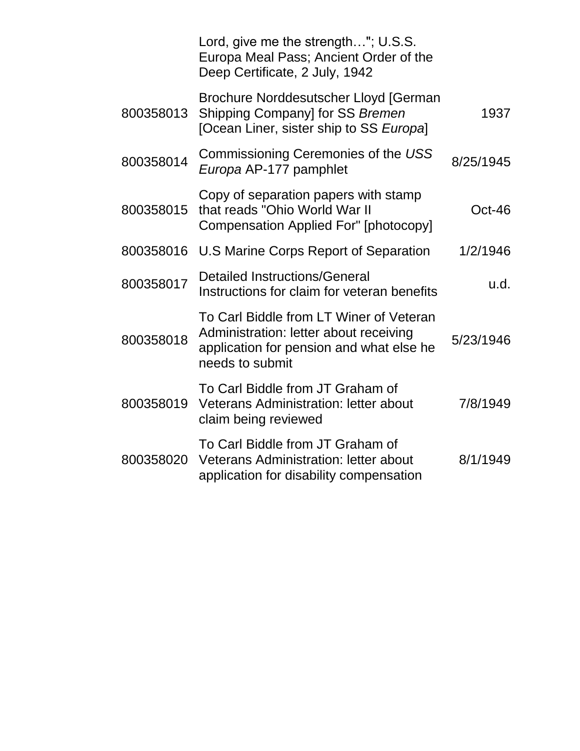| | | |
|---|---|---|
| | Lord, give me the strength…"; U.S.S. Europa Meal Pass; Ancient Order of the Deep Certificate, 2 July, 1942 | |
| 800358013 | Brochure Norddesutscher Lloyd [German Shipping Company] for SS *Bremen* [Ocean Liner, sister ship to SS *Europa*] | 1937 |
| 800358014 | Commissioning Ceremonies of the *USS Europa* AP-177 pamphlet | 8/25/1945 |
| 800358015 | Copy of separation papers with stamp that reads "Ohio World War II Compensation Applied For" [photocopy] | Oct-46 |
| 800358016 | U.S Marine Corps Report of Separation | 1/2/1946 |
| 800358017 | Detailed Instructions/General Instructions for claim for veteran benefits | u.d. |
| 800358018 | To Carl Biddle from LT Winer of Veteran Administration: letter about receiving application for pension and what else he needs to submit | 5/23/1946 |
| 800358019 | To Carl Biddle from JT Graham of Veterans Administration: letter about claim being reviewed | 7/8/1949 |
| 800358020 | To Carl Biddle from JT Graham of Veterans Administration: letter about application for disability compensation | 8/1/1949 |